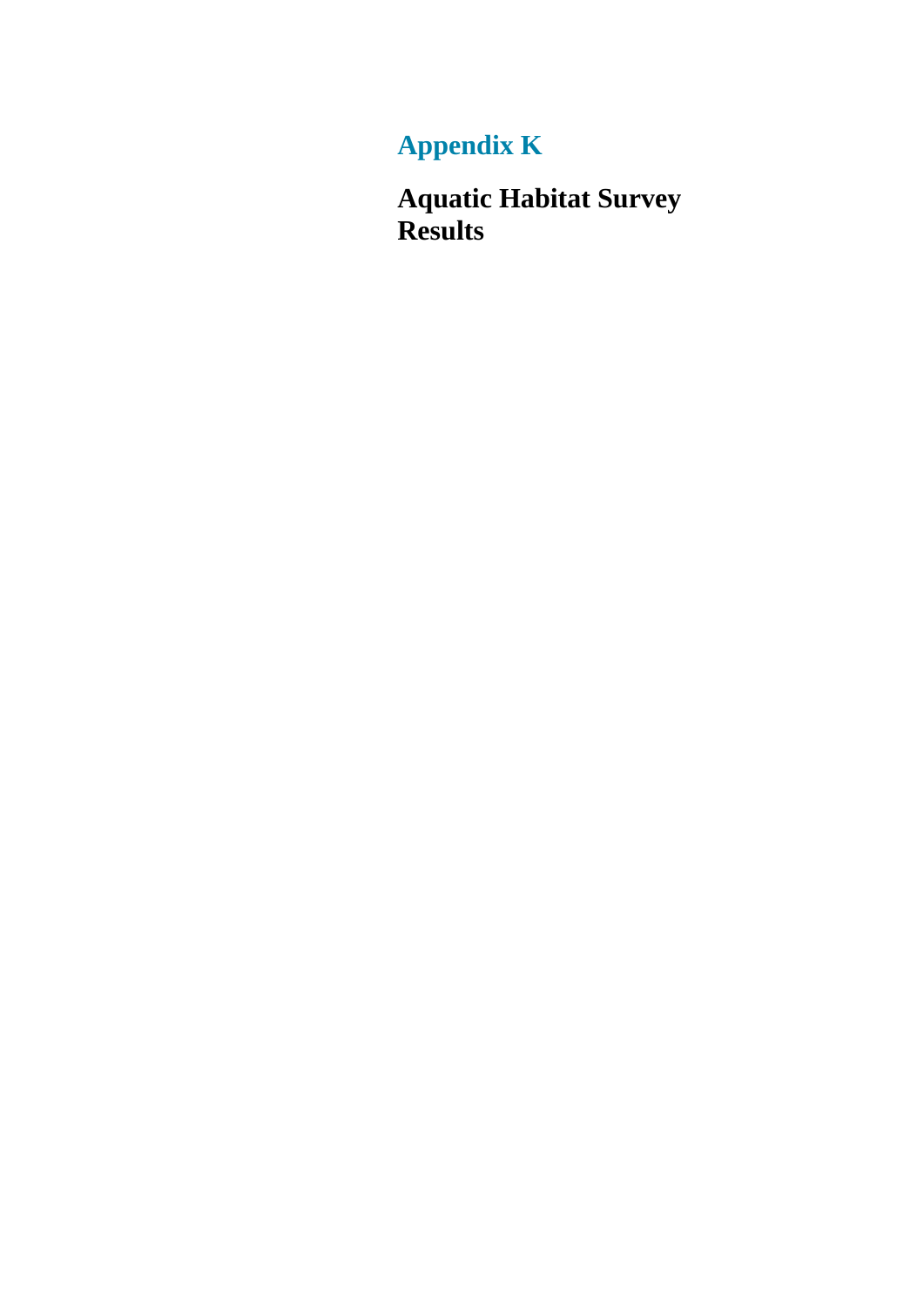# Appendix K

## Aquatic Habitat Survey Results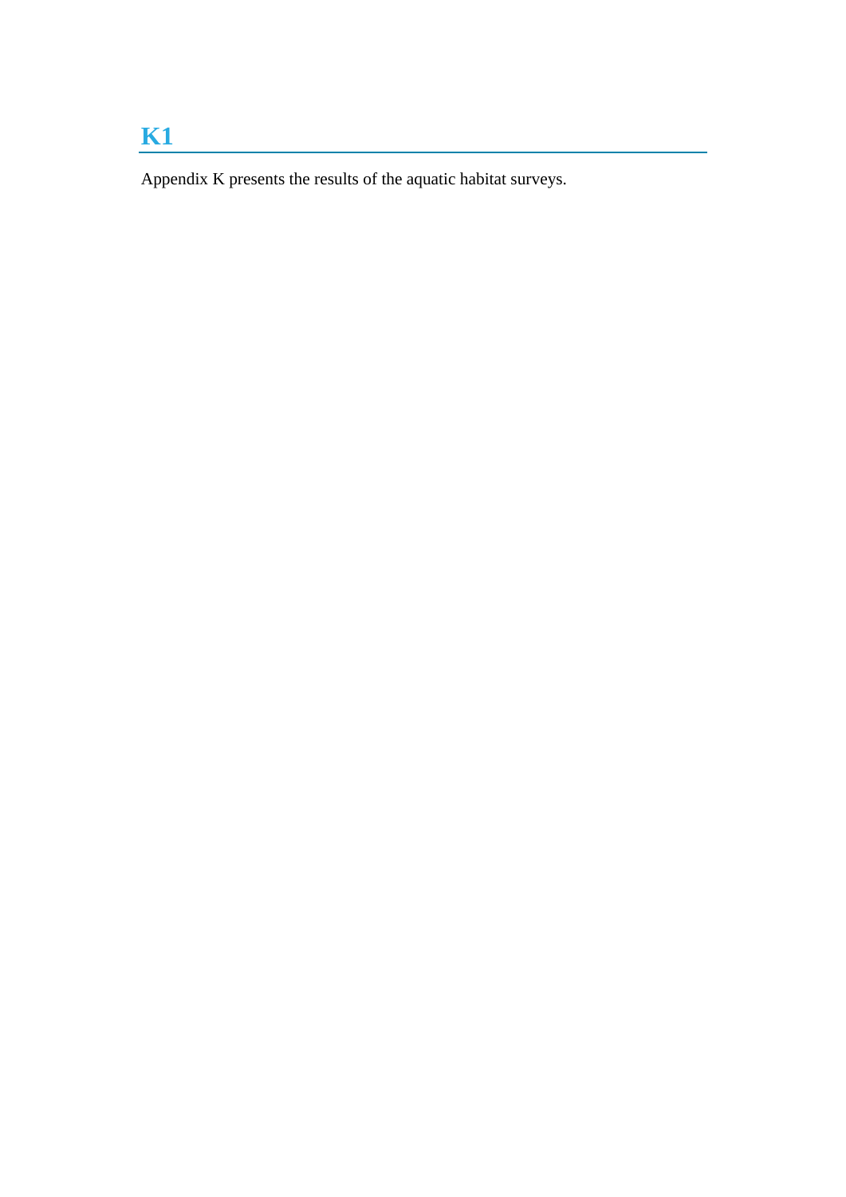# K1

Appendix K presents the results of the aquatic habitat surveys.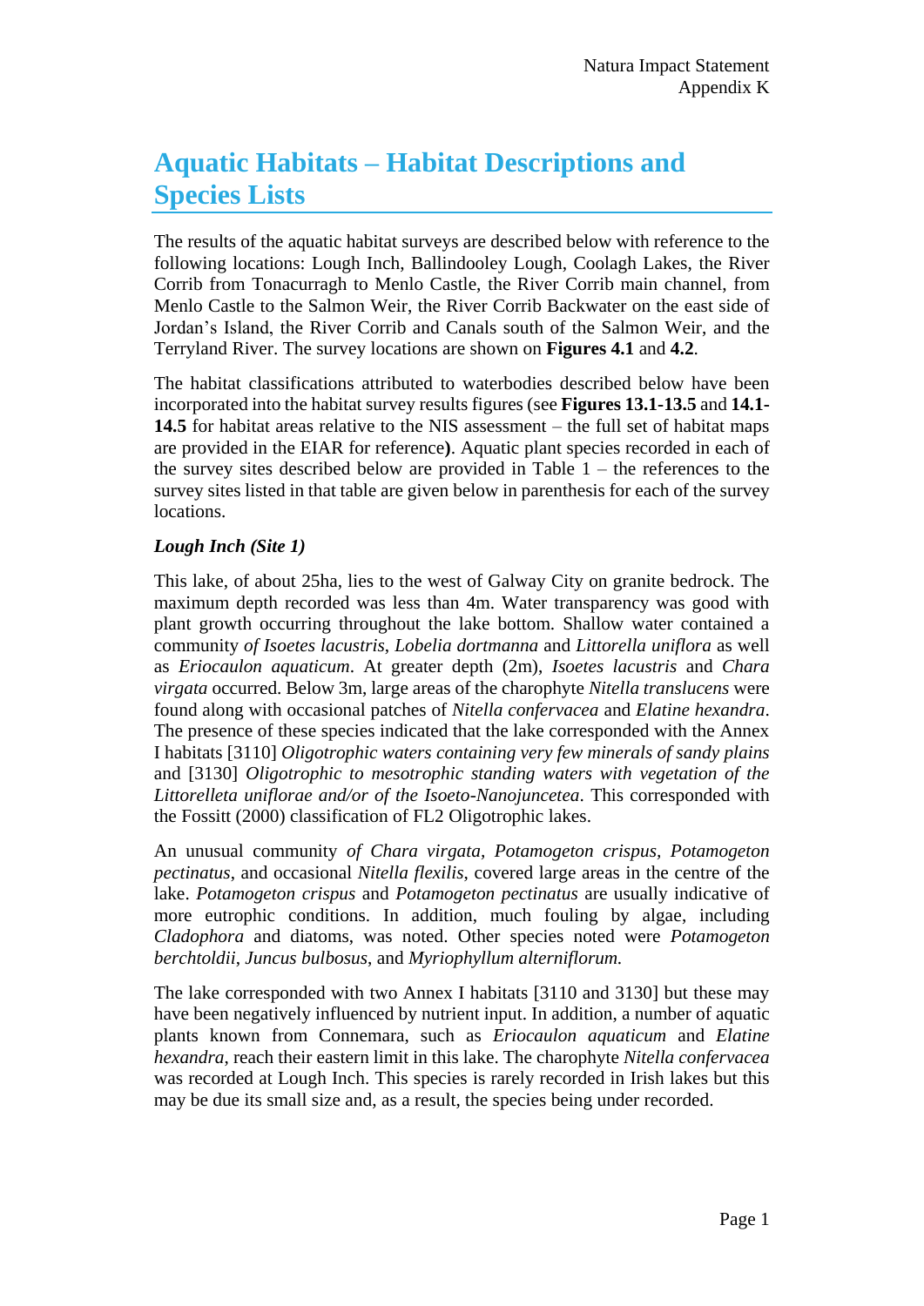# Aquatic Habitats – Habitat Descriptions and Species Lists

The results of the aquatic habitat surveys are described below with reference to the following locations: Lough Inch, Ballindooley Lough, Coolagh Lakes, the River Corrib from Tonacurragh to Menlo Castle, the River Corrib main channel, from Menlo Castle to the Salmon Weir, the River Corrib Backwater on the east side of Jordan's Island, the River Corrib and Canals south of the Salmon Weir, and the Terryland River. The survey locations are shown on **Figures 4.1** and **4.2**.

The habitat classifications attributed to waterbodies described below have been incorporated into the habitat survey results figures (see **Figures 13.1-13.5** and **14.1-14.5** for habitat areas relative to the NIS assessment – the full set of habitat maps are provided in the EIAR for reference**)**. Aquatic plant species recorded in each of the survey sites described below are provided in Table 1 – the references to the survey sites listed in that table are given below in parenthesis for each of the survey locations.

***Lough Inch (Site 1)***

This lake, of about 25ha, lies to the west of Galway City on granite bedrock. The maximum depth recorded was less than 4m. Water transparency was good with plant growth occurring throughout the lake bottom. Shallow water contained a community *of Isoetes lacustris*, *Lobelia dortmanna* and *Littorella uniflora* as well as *Eriocaulon aquaticum*. At greater depth (2m), *Isoetes lacustris* and *Chara virgata* occurred. Below 3m, large areas of the charophyte *Nitella translucens* were found along with occasional patches of *Nitella confervacea* and *Elatine hexandra*. The presence of these species indicated that the lake corresponded with the Annex I habitats [3110] *Oligotrophic waters containing very few minerals of sandy plains* and [3130] *Oligotrophic to mesotrophic standing waters with vegetation of the Littorelleta uniflorae and/or of the Isoeto-Nanojuncetea*. This corresponded with the Fossitt (2000) classification of FL2 Oligotrophic lakes.

An unusual community *of Chara virgata*, *Potamogeton crispus*, *Potamogeton pectinatus*, and occasional *Nitella flexilis*, covered large areas in the centre of the lake. *Potamogeton crispus* and *Potamogeton pectinatus* are usually indicative of more eutrophic conditions. In addition, much fouling by algae, including *Cladophora* and diatoms, was noted. Other species noted were *Potamogeton berchtoldii*, *Juncus bulbosus*, and *Myriophyllum alterniflorum.*

The lake corresponded with two Annex I habitats [3110 and 3130] but these may have been negatively influenced by nutrient input. In addition, a number of aquatic plants known from Connemara, such as *Eriocaulon aquaticum* and *Elatine hexandra*, reach their eastern limit in this lake. The charophyte *Nitella confervacea* was recorded at Lough Inch. This species is rarely recorded in Irish lakes but this may be due its small size and, as a result, the species being under recorded.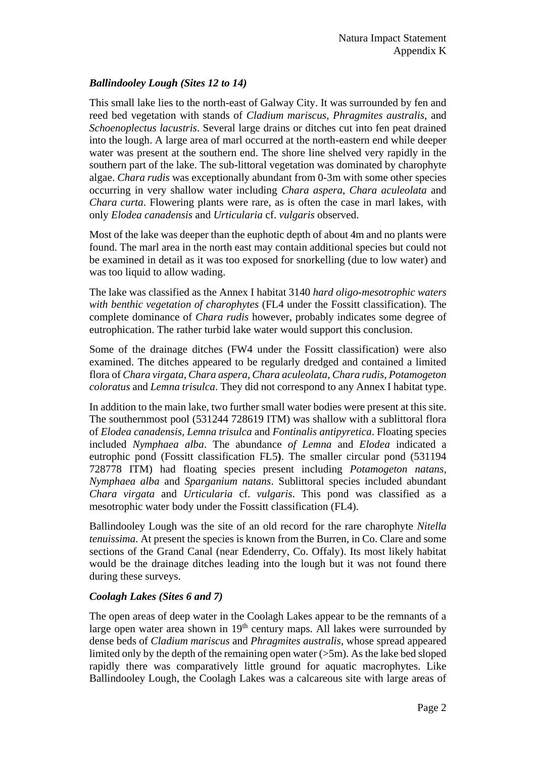### *Ballindooley Lough (Sites 12 to 14)*

This small lake lies to the north-east of Galway City. It was surrounded by fen and reed bed vegetation with stands of *Cladium mariscus*, *Phragmites australis*, and *Schoenoplectus lacustris*. Several large drains or ditches cut into fen peat drained into the lough. A large area of marl occurred at the north-eastern end while deeper water was present at the southern end. The shore line shelved very rapidly in the southern part of the lake. The sub-littoral vegetation was dominated by charophyte algae. *Chara rudis* was exceptionally abundant from 0-3m with some other species occurring in very shallow water including *Chara aspera*, *Chara aculeolata* and *Chara curta*. Flowering plants were rare, as is often the case in marl lakes, with only *Elodea canadensis* and *Urticularia* cf. *vulgaris* observed.

Most of the lake was deeper than the euphotic depth of about 4m and no plants were found. The marl area in the north east may contain additional species but could not be examined in detail as it was too exposed for snorkelling (due to low water) and was too liquid to allow wading.

The lake was classified as the Annex I habitat 3140 *hard oligo-mesotrophic waters with benthic vegetation of charophytes* (FL4 under the Fossitt classification). The complete dominance of *Chara rudis* however, probably indicates some degree of eutrophication. The rather turbid lake water would support this conclusion.

Some of the drainage ditches (FW4 under the Fossitt classification) were also examined. The ditches appeared to be regularly dredged and contained a limited flora of *Chara virgata*, *Chara aspera*, *Chara aculeolata*, *Chara rudis*, *Potamogeton coloratus* and *Lemna trisulca*. They did not correspond to any Annex I habitat type.

In addition to the main lake, two further small water bodies were present at this site. The southernmost pool (531244 728619 ITM) was shallow with a sublittoral flora of *Elodea canadensis, Lemna trisulca* and *Fontinalis antipyretica*. Floating species included *Nymphaea alba*. The abundance *of Lemna* and *Elodea* indicated a eutrophic pond (Fossitt classification FL5**)**. The smaller circular pond (531194 728778 ITM) had floating species present including *Potamogeton natans, Nymphaea alba* and *Sparganium natans*. Sublittoral species included abundant *Chara virgata* and *Urticularia* cf. *vulgaris*. This pond was classified as a mesotrophic water body under the Fossitt classification (FL4).

Ballindooley Lough was the site of an old record for the rare charophyte *Nitella tenuissima*. At present the species is known from the Burren, in Co. Clare and some sections of the Grand Canal (near Edenderry, Co. Offaly). Its most likely habitat would be the drainage ditches leading into the lough but it was not found there during these surveys.

### *Coolagh Lakes (Sites 6 and 7)*

The open areas of deep water in the Coolagh Lakes appear to be the remnants of a large open water area shown in 19th century maps. All lakes were surrounded by dense beds of *Cladium mariscus* and *Phragmites australis*, whose spread appeared limited only by the depth of the remaining open water (>5m). As the lake bed sloped rapidly there was comparatively little ground for aquatic macrophytes. Like Ballindooley Lough, the Coolagh Lakes was a calcareous site with large areas of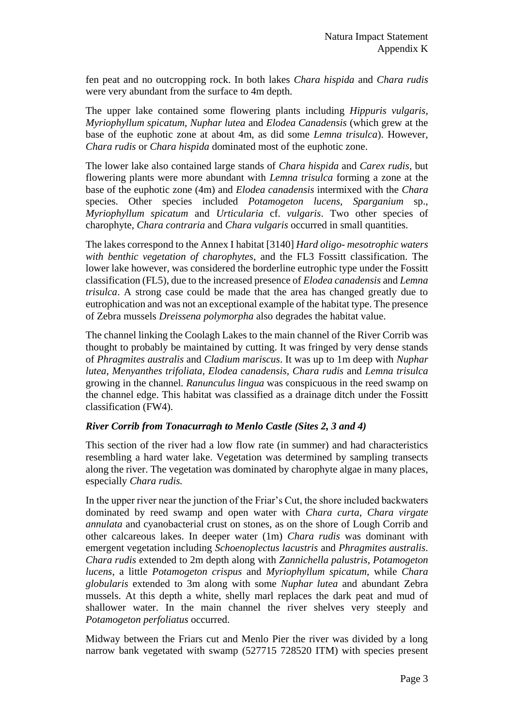fen peat and no outcropping rock. In both lakes *Chara hispida* and *Chara rudis* were very abundant from the surface to 4m depth.

The upper lake contained some flowering plants including *Hippuris vulgaris*, *Myriophyllum spicatum*, *Nuphar lutea* and *Elodea Canadensis* (which grew at the base of the euphotic zone at about 4m, as did some *Lemna trisulca*). However, *Chara rudis* or *Chara hispida* dominated most of the euphotic zone.

The lower lake also contained large stands of *Chara hispida* and *Carex rudis*, but flowering plants were more abundant with *Lemna trisulca* forming a zone at the base of the euphotic zone (4m) and *Elodea canadensis* intermixed with the *Chara* species. Other species included *Potamogeton lucens*, *Sparganium* sp., *Myriophyllum spicatum* and *Urticularia* cf. *vulgaris*. Two other species of charophyte, *Chara contraria* and *Chara vulgaris* occurred in small quantities.

The lakes correspond to the Annex I habitat [3140] *Hard oligo- mesotrophic waters with benthic vegetation of charophytes*, and the FL3 Fossitt classification. The lower lake however, was considered the borderline eutrophic type under the Fossitt classification (FL5), due to the increased presence of *Elodea canadensis* and *Lemna trisulca*. A strong case could be made that the area has changed greatly due to eutrophication and was not an exceptional example of the habitat type. The presence of Zebra mussels *Dreissena polymorpha* also degrades the habitat value.

The channel linking the Coolagh Lakes to the main channel of the River Corrib was thought to probably be maintained by cutting. It was fringed by very dense stands of *Phragmites australis* and *Cladium mariscus*. It was up to 1m deep with *Nuphar lutea*, *Menyanthes trifoliata*, *Elodea canadensis, Chara rudis* and *Lemna trisulca* growing in the channel. *Ranunculus lingua* was conspicuous in the reed swamp on the channel edge. This habitat was classified as a drainage ditch under the Fossitt classification (FW4).

### *River Corrib from Tonacurragh to Menlo Castle (Sites 2, 3 and 4)*

This section of the river had a low flow rate (in summer) and had characteristics resembling a hard water lake. Vegetation was determined by sampling transects along the river. The vegetation was dominated by charophyte algae in many places, especially *Chara rudis.*

In the upper river near the junction of the Friar's Cut, the shore included backwaters dominated by reed swamp and open water with *Chara curta*, *Chara virgate annulata* and cyanobacterial crust on stones, as on the shore of Lough Corrib and other calcareous lakes. In deeper water (1m) *Chara rudis* was dominant with emergent vegetation including *Schoenoplectus lacustris* and *Phragmites australis*. *Chara rudis* extended to 2m depth along with *Zannichella palustris*, *Potamogeton lucens*, a little *Potamogeton crispus* and *Myriophyllum spicatum,* while *Chara globularis* extended to 3m along with some *Nuphar lutea* and abundant Zebra mussels. At this depth a white, shelly marl replaces the dark peat and mud of shallower water. In the main channel the river shelves very steeply and *Potamogeton perfoliatus* occurred.

Midway between the Friars cut and Menlo Pier the river was divided by a long narrow bank vegetated with swamp (527715 728520 ITM) with species present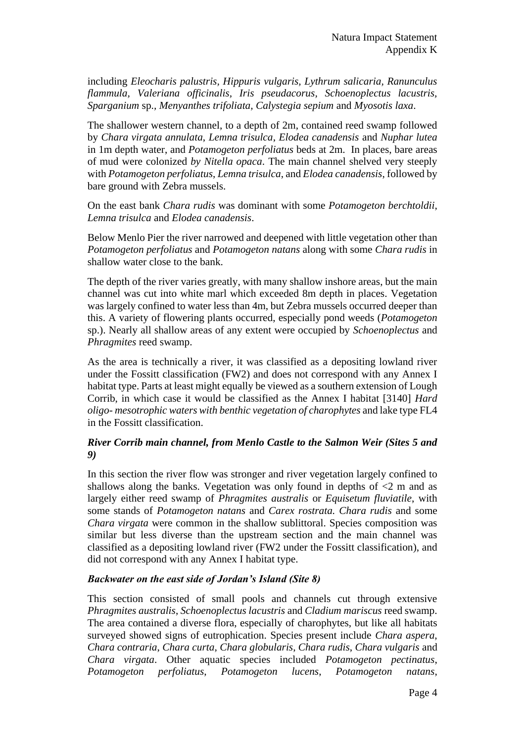including *Eleocharis palustris, Hippuris vulgaris, Lythrum salicaria, Ranunculus flammula, Valeriana officinalis, Iris pseudacorus, Schoenoplectus lacustris, Sparganium* sp.*, Menyanthes trifoliata, Calystegia sepium* and *Myosotis laxa*.

The shallower western channel, to a depth of 2m, contained reed swamp followed by *Chara virgata annulata*, *Lemna trisulca*, *Elodea canadensis* and *Nuphar lutea* in 1m depth water, and *Potamogeton perfoliatus* beds at 2m. In places, bare areas of mud were colonized *by Nitella opaca*. The main channel shelved very steeply with *Potamogeton perfoliatus*, *Lemna trisulca*, and *Elodea canadensis*, followed by bare ground with Zebra mussels.

On the east bank *Chara rudis* was dominant with some *Potamogeton berchtoldii*, *Lemna trisulca* and *Elodea canadensis*.

Below Menlo Pier the river narrowed and deepened with little vegetation other than *Potamogeton perfoliatus* and *Potamogeton natans* along with some *Chara rudis* in shallow water close to the bank.

The depth of the river varies greatly, with many shallow inshore areas, but the main channel was cut into white marl which exceeded 8m depth in places. Vegetation was largely confined to water less than 4m, but Zebra mussels occurred deeper than this. A variety of flowering plants occurred, especially pond weeds (*Potamogeton* sp.). Nearly all shallow areas of any extent were occupied by *Schoenoplectus* and *Phragmites* reed swamp.

As the area is technically a river, it was classified as a depositing lowland river under the Fossitt classification (FW2) and does not correspond with any Annex I habitat type. Parts at least might equally be viewed as a southern extension of Lough Corrib, in which case it would be classified as the Annex I habitat [3140] *Hard oligo- mesotrophic waters with benthic vegetation of charophytes* and lake type FL4 in the Fossitt classification.

### *River Corrib main channel, from Menlo Castle to the Salmon Weir (Sites 5 and 9)*

In this section the river flow was stronger and river vegetation largely confined to shallows along the banks. Vegetation was only found in depths of <2 m and as largely either reed swamp of *Phragmites australis* or *Equisetum fluviatile*, with some stands of *Potamogeton natans* and *Carex rostrata. Chara rudis* and some *Chara virgata* were common in the shallow sublittoral. Species composition was similar but less diverse than the upstream section and the main channel was classified as a depositing lowland river (FW2 under the Fossitt classification), and did not correspond with any Annex I habitat type.

### *Backwater on the east side of Jordan's Island (Site 8)*

This section consisted of small pools and channels cut through extensive *Phragmites australis*, *Schoenoplectus lacustris* and *Cladium mariscus* reed swamp. The area contained a diverse flora, especially of charophytes, but like all habitats surveyed showed signs of eutrophication. Species present include *Chara aspera*, *Chara contraria*, *Chara curta*, *Chara globularis*, *Chara rudis*, *Chara vulgaris* and *Chara virgata*. Other aquatic species included *Potamogeton pectinatus*, *Potamogeton perfoliatus*, *Potamogeton lucens*, *Potamogeton natans*,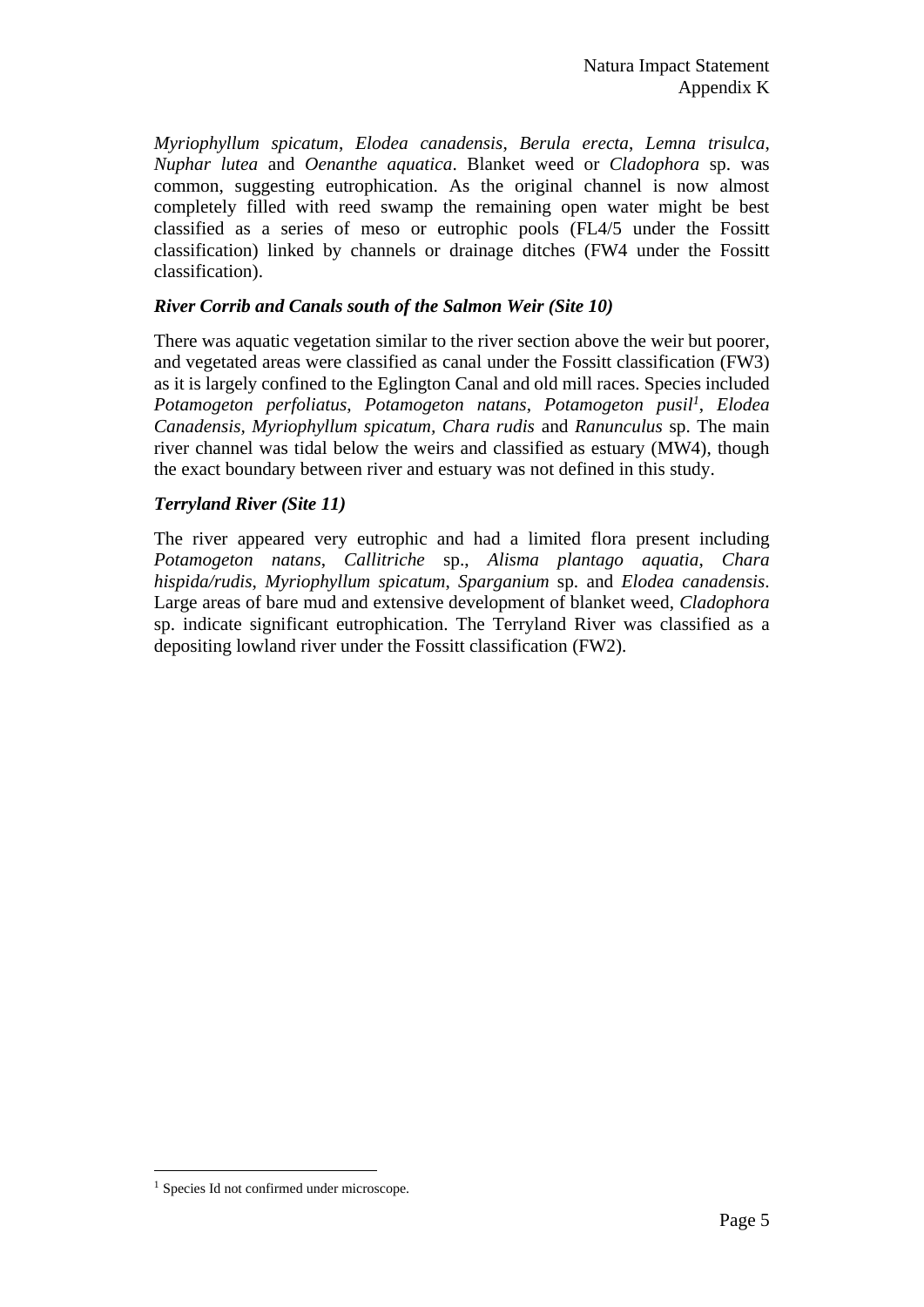*Myriophyllum spicatum*, *Elodea canadensis*, *Berula erecta*, *Lemna trisulca*, *Nuphar lutea* and *Oenanthe aquatica*. Blanket weed or *Cladophora* sp. was common, suggesting eutrophication. As the original channel is now almost completely filled with reed swamp the remaining open water might be best classified as a series of meso or eutrophic pools (FL4/5 under the Fossitt classification) linked by channels or drainage ditches (FW4 under the Fossitt classification).

### *River Corrib and Canals south of the Salmon Weir (Site 10)*

There was aquatic vegetation similar to the river section above the weir but poorer, and vegetated areas were classified as canal under the Fossitt classification (FW3) as it is largely confined to the Eglington Canal and old mill races. Species included *Potamogeton perfoliatus*, *Potamogeton natans*, *Potamogeton pusil*[1], *Elodea Canadensis*, *Myriophyllum spicatum*, *Chara rudis* and *Ranunculus* sp. The main river channel was tidal below the weirs and classified as estuary (MW4), though the exact boundary between river and estuary was not defined in this study.

### *Terryland River (Site 11)*

The river appeared very eutrophic and had a limited flora present including *Potamogeton natans*, *Callitriche* sp., *Alisma plantago aquatia*, *Chara hispida/rudis*, *Myriophyllum spicatum*, *Sparganium* sp. and *Elodea canadensis*. Large areas of bare mud and extensive development of blanket weed, *Cladophora* sp. indicate significant eutrophication. The Terryland River was classified as a depositing lowland river under the Fossitt classification (FW2).

---

[1] Species Id not confirmed under microscope.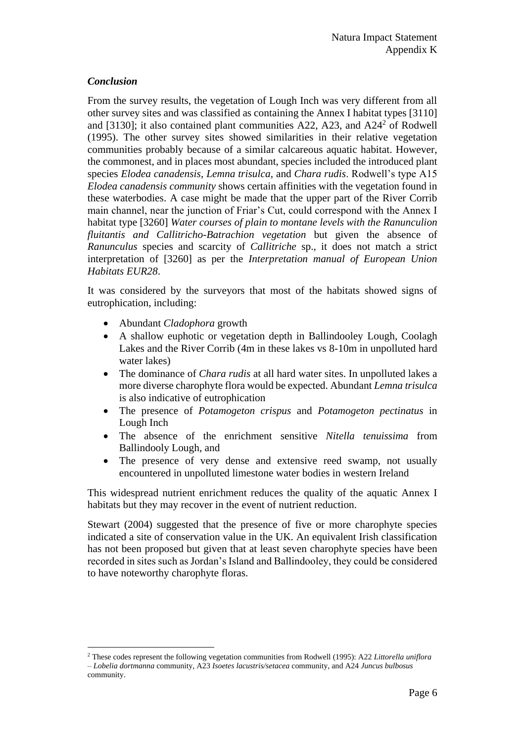### *Conclusion*

From the survey results, the vegetation of Lough Inch was very different from all other survey sites and was classified as containing the Annex I habitat types [3110] and [3130]; it also contained plant communities A22, A23, and A24[2] of Rodwell (1995). The other survey sites showed similarities in their relative vegetation communities probably because of a similar calcareous aquatic habitat. However, the commonest, and in places most abundant, species included the introduced plant species *Elodea canadensis*, *Lemna trisulca*, and *Chara rudis*. Rodwell's type A15 *Elodea canadensis community* shows certain affinities with the vegetation found in these waterbodies. A case might be made that the upper part of the River Corrib main channel, near the junction of Friar's Cut, could correspond with the Annex I habitat type [3260] *Water courses of plain to montane levels with the Ranunculion fluitantis and Callitricho-Batrachion vegetation* but given the absence of *Ranunculus* species and scarcity of *Callitriche* sp., it does not match a strict interpretation of [3260] as per the *Interpretation manual of European Union Habitats EUR28*.

It was considered by the surveyors that most of the habitats showed signs of eutrophication, including:

- Abundant *Cladophora* growth
- A shallow euphotic or vegetation depth in Ballindooley Lough, Coolagh Lakes and the River Corrib (4m in these lakes vs 8-10m in unpolluted hard water lakes)
- The dominance of *Chara rudis* at all hard water sites. In unpolluted lakes a more diverse charophyte flora would be expected. Abundant *Lemna trisulca* is also indicative of eutrophication
- The presence of *Potamogeton crispus* and *Potamogeton pectinatus* in Lough Inch
- The absence of the enrichment sensitive *Nitella tenuissima* from Ballindooly Lough, and
- The presence of very dense and extensive reed swamp, not usually encountered in unpolluted limestone water bodies in western Ireland

This widespread nutrient enrichment reduces the quality of the aquatic Annex I habitats but they may recover in the event of nutrient reduction.

Stewart (2004) suggested that the presence of five or more charophyte species indicated a site of conservation value in the UK. An equivalent Irish classification has not been proposed but given that at least seven charophyte species have been recorded in sites such as Jordan's Island and Ballindooley, they could be considered to have noteworthy charophyte floras.

---

[2] These codes represent the following vegetation communities from Rodwell (1995): A22 *Littorella uniflora – Lobelia dortmanna* community, A23 *Isoetes lacustris/setacea* community, and A24 *Juncus bulbosus* community.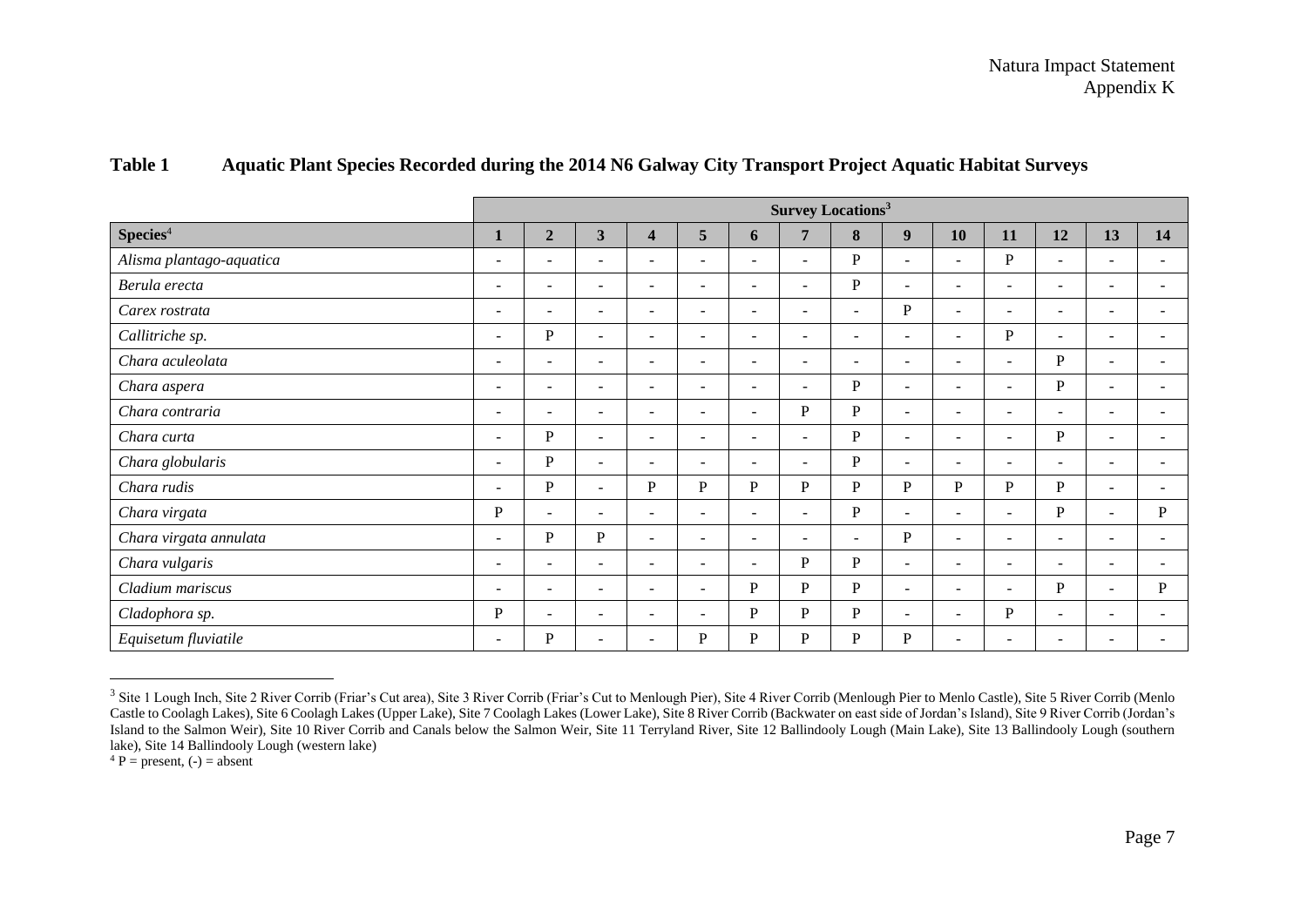**Table 1 Aquatic Plant Species Recorded during the 2014 N6 Galway City Transport Project Aquatic Habitat Surveys**

| | Survey Locations[3] | | | | | | | | | | | | | |
|---|---|---|---|---|---|---|---|---|---|---|---|---|---|---|
| **Species**[4] | **1** | **2** | **3** | **4** | **5** | **6** | **7** | **8** | **9** | **10** | **11** | **12** | **13** | **14** |
| *Alisma plantago-aquatica* | - | - | - | - | - | - | - | P | - | - | P | - | - | - |
| *Berula erecta* | - | - | - | - | - | - | - | P | - | - | - | - | - | - |
| *Carex rostrata* | - | - | - | - | - | - | - | - | P | - | - | - | - | - |
| *Callitriche sp.* | - | P | - | - | - | - | - | - | - | - | P | - | - | - |
| *Chara aculeolata* | - | - | - | - | - | - | - | - | - | - | - | P | - | - |
| *Chara aspera* | - | - | - | - | - | - | - | P | - | - | - | P | - | - |
| *Chara contraria* | - | - | - | - | - | - | P | P | - | - | - | - | - | - |
| *Chara curta* | - | P | - | - | - | - | - | P | - | - | - | P | - | - |
| *Chara globularis* | - | P | - | - | - | - | - | P | - | - | - | - | - | - |
| *Chara rudis* | - | P | - | P | P | P | P | P | P | P | P | P | - | - |
| *Chara virgata* | P | - | - | - | - | - | - | P | - | - | - | P | - | P |
| *Chara virgata annulata* | - | P | P | - | - | - | - | - | P | - | - | - | - | - |
| *Chara vulgaris* | - | - | - | - | - | - | P | P | - | - | - | - | - | - |
| *Cladium mariscus* | - | - | - | - | - | P | P | P | - | - | - | P | - | P |
| *Cladophora sp.* | P | - | - | - | - | P | P | P | - | - | P | - | - | - |
| *Equisetum fluviatile* | - | P | - | - | P | P | P | P | P | - | - | - | - | - |

[3] Site 1 Lough Inch, Site 2 River Corrib (Friar's Cut area), Site 3 River Corrib (Friar's Cut to Menlough Pier), Site 4 River Corrib (Menlough Pier to Menlo Castle), Site 5 River Corrib (Menlo Castle to Coolagh Lakes), Site 6 Coolagh Lakes (Upper Lake), Site 7 Coolagh Lakes (Lower Lake), Site 8 River Corrib (Backwater on east side of Jordan's Island), Site 9 River Corrib (Jordan's Island to the Salmon Weir), Site 10 River Corrib and Canals below the Salmon Weir, Site 11 Terryland River, Site 12 Ballindooly Lough (Main Lake), Site 13 Ballindooly Lough (southern lake), Site 14 Ballindooly Lough (western lake)

[4] P = present, (-) = absent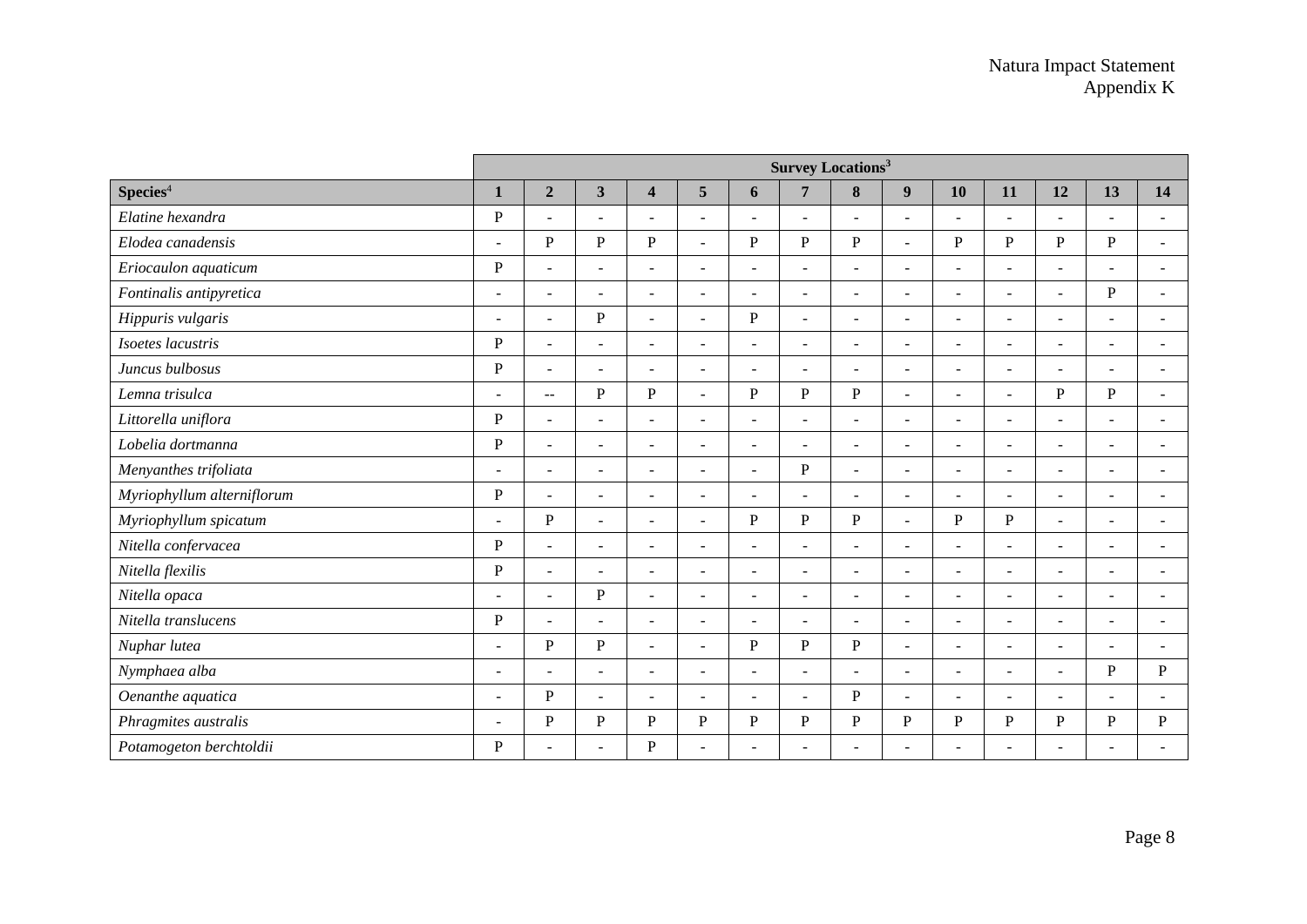| | Survey Locations[3] | | | | | | | | | | | | | |
|---|---|---|---|---|---|---|---|---|---|---|---|---|---|---|
| **Species**[4] | **1** | **2** | **3** | **4** | **5** | **6** | **7** | **8** | **9** | **10** | **11** | **12** | **13** | **14** |
| *Elatine hexandra* | P | - | - | - | - | - | - | - | - | - | - | - | - | - |
| *Elodea canadensis* | - | P | P | P | - | P | P | P | - | P | P | P | P | - |
| *Eriocaulon aquaticum* | P | - | - | - | - | - | - | - | - | - | - | - | - | - |
| *Fontinalis antipyretica* | - | - | - | - | - | - | - | - | - | - | - | - | P | - |
| *Hippuris vulgaris* | - | - | P | - | - | P | - | - | - | - | - | - | - | - |
| *Isoetes lacustris* | P | - | - | - | - | - | - | - | - | - | - | - | - | - |
| *Juncus bulbosus* | P | - | - | - | - | - | - | - | - | - | - | - | - | - |
| *Lemna trisulca* | - | -- | P | P | - | P | P | P | - | - | - | P | P | - |
| *Littorella uniflora* | P | - | - | - | - | - | - | - | - | - | - | - | - | - |
| *Lobelia dortmanna* | P | - | - | - | - | - | - | - | - | - | - | - | - | - |
| *Menyanthes trifoliata* | - | - | - | - | - | - | P | - | - | - | - | - | - | - |
| *Myriophyllum alterniflorum* | P | - | - | - | - | - | - | - | - | - | - | - | - | - |
| *Myriophyllum spicatum* | - | P | - | - | - | P | P | P | - | P | P | - | - | - |
| *Nitella confervacea* | P | - | - | - | - | - | - | - | - | - | - | - | - | - |
| *Nitella flexilis* | P | - | - | - | - | - | - | - | - | - | - | - | - | - |
| *Nitella opaca* | - | - | P | - | - | - | - | - | - | - | - | - | - | - |
| *Nitella translucens* | P | - | - | - | - | - | - | - | - | - | - | - | - | - |
| *Nuphar lutea* | - | P | P | - | - | P | P | P | - | - | - | - | - | - |
| *Nymphaea alba* | - | - | - | - | - | - | - | - | - | - | - | - | P | P |
| *Oenanthe aquatica* | - | P | - | - | - | - | - | P | - | - | - | - | - | - |
| *Phragmites australis* | - | P | P | P | P | P | P | P | P | P | P | P | P | P |
| *Potamogeton berchtoldii* | P | - | - | P | - | - | - | - | - | - | - | - | - | - |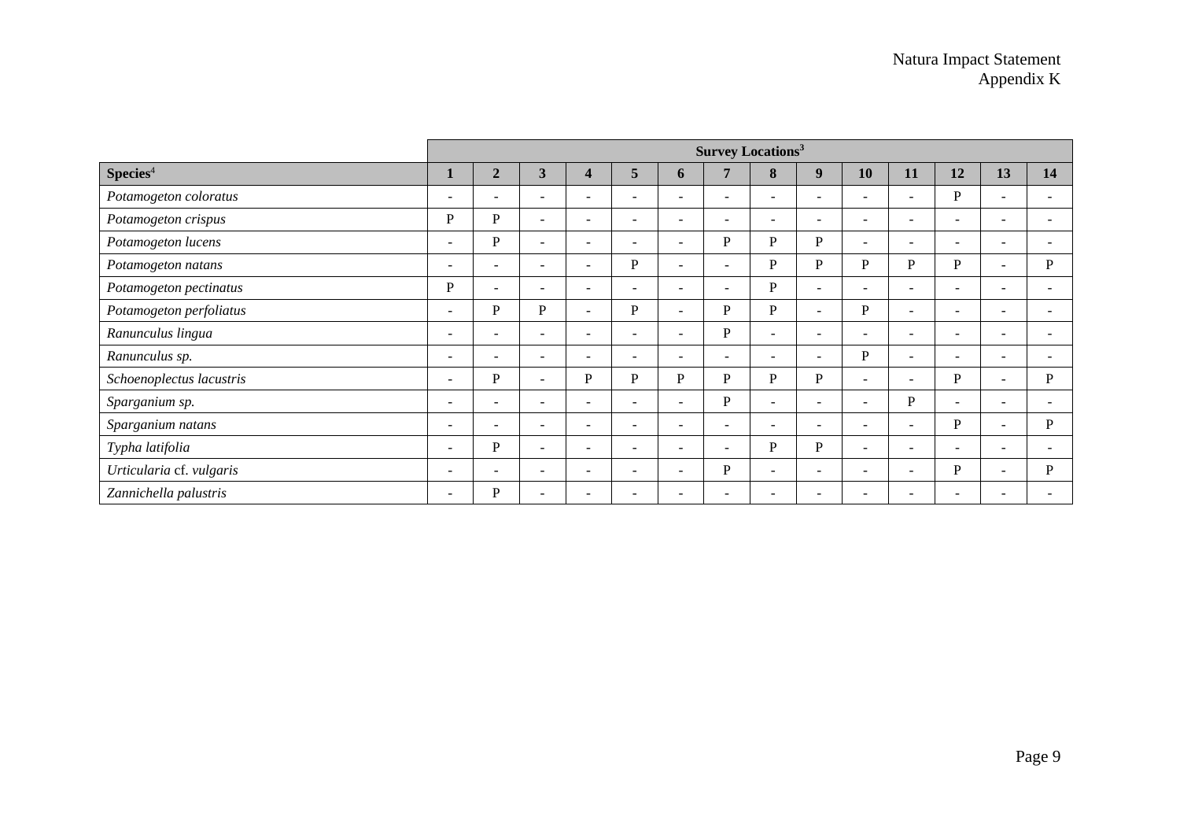| | Survey Locations[3] | | | | | | | | | | | | | |
|---|---|---|---|---|---|---|---|---|---|---|---|---|---|---|
| **Species**[4] | **1** | **2** | **3** | **4** | **5** | **6** | **7** | **8** | **9** | **10** | **11** | **12** | **13** | **14** |
| *Potamogeton coloratus* | - | - | - | - | - | - | - | - | - | - | - | P | - | - |
| *Potamogeton crispus* | P | P | - | - | - | - | - | - | - | - | - | - | - | - |
| *Potamogeton lucens* | - | P | - | - | - | - | P | P | P | - | - | - | - | - |
| *Potamogeton natans* | - | - | - | - | P | - | - | P | P | P | P | P | - | P |
| *Potamogeton pectinatus* | P | - | - | - | - | - | - | P | - | - | - | - | - | - |
| *Potamogeton perfoliatus* | - | P | P | - | P | - | P | P | - | P | - | - | - | - |
| *Ranunculus lingua* | - | - | - | - | - | - | P | - | - | - | - | - | - | - |
| *Ranunculus sp.* | - | - | - | - | - | - | - | - | - | P | - | - | - | - |
| *Schoenoplectus lacustris* | - | P | - | P | P | P | P | P | P | - | - | P | - | P |
| *Sparganium sp.* | - | - | - | - | - | - | P | - | - | - | P | - | - | - |
| *Sparganium natans* | - | - | - | - | - | - | - | - | - | - | - | P | - | P |
| *Typha latifolia* | - | P | - | - | - | - | - | P | P | - | - | - | - | - |
| *Urticularia* cf. *vulgaris* | - | - | - | - | - | - | P | - | - | - | - | P | - | P |
| *Zannichella palustris* | - | P | - | - | - | - | - | - | - | - | - | - | - | - |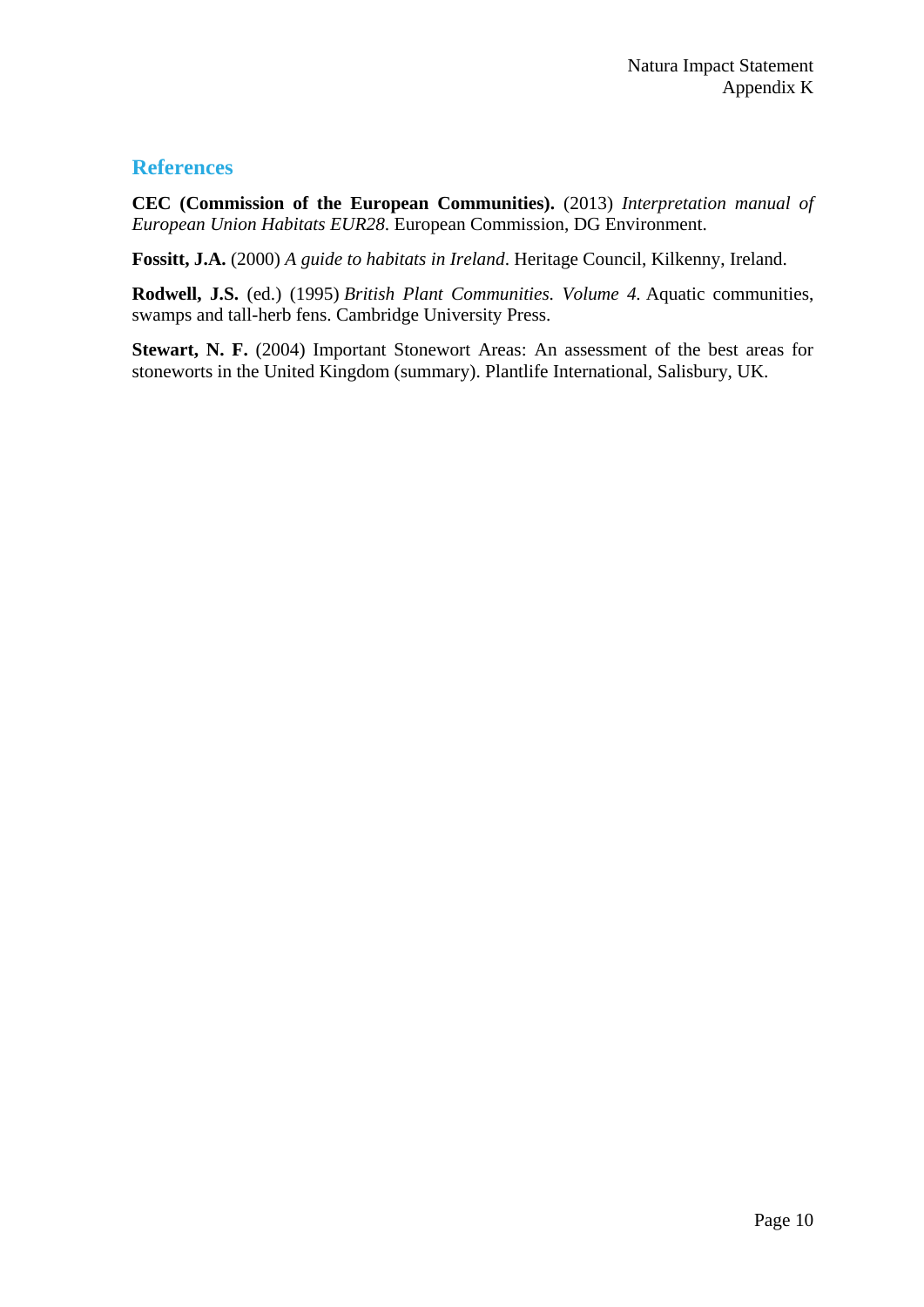## References

**CEC (Commission of the European Communities).** (2013) *Interpretation manual of European Union Habitats EUR28*. European Commission, DG Environment.

**Fossitt, J.A.** (2000) *A guide to habitats in Ireland*. Heritage Council, Kilkenny, Ireland.

**Rodwell, J.S.** (ed.) (1995) *British Plant Communities. Volume 4.* Aquatic communities, swamps and tall-herb fens. Cambridge University Press.

**Stewart, N. F.** (2004) Important Stonewort Areas: An assessment of the best areas for stoneworts in the United Kingdom (summary). Plantlife International, Salisbury, UK.